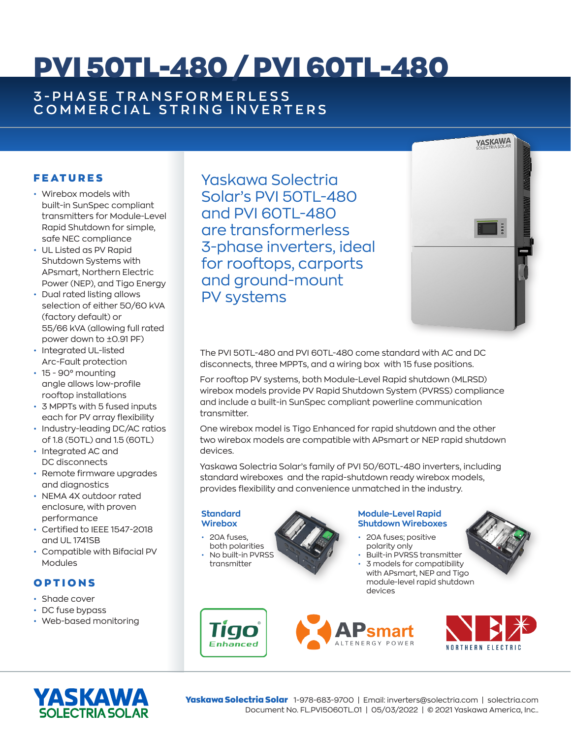# PVI 50TL-480 / PVI 60TL-480

## 3-PHASE TRANSFORMERLESS COMMERCIAL STRING INVERTERS

### FEATURES

- Wirebox models with built-in SunSpec compliant transmitters for Module-Level Rapid Shutdown for simple, safe NEC compliance
- UL Listed as PV Rapid Shutdown Systems with APsmart, Northern Electric Power (NEP), and Tigo Energy
- Dual rated listing allows selection of either 50/60 kVA (factory default) or 55/66 kVA (allowing full rated power down to ±0.91 PF)
- Integrated UL-listed Arc-Fault protection
- 15 - 90° mounting angle allows low-profile rooftop installations
- 3 MPPTs with 5 fused inputs each for PV array flexibility
- Industry-leading DC/AC ratios of 1.8 (50TL) and 1.5 (60TL)
- Integrated AC and DC disconnects
- Remote firmware upgrades and diagnostics
- NEMA 4X outdoor rated enclosure, with proven performance
- Certified to IEEE 1547-2018 and UL 1741SB
- Compatible with Bifacial PV Modules

### OPTIONS

- Shade cover
- DC fuse bypass
- Web-based monitoring

## Yaskawa Solectria Solar's PVI 50TL-480 and PVI 60TL-480 are transformerless 3-phase inverters, ideal for rooftops, carports and ground-mount PV systems

The PVI 50TL-480 and PVI 60TL-480 come standard with AC and DC disconnects, three MPPTs, and a wiring box with 15 fuse positions.

For rooftop PV systems, both Module-Level Rapid shutdown (MLRSD) wirebox models provide PV Rapid Shutdown System (PVRSS) compliance and include a built-in SunSpec compliant powerline communication transmitter.

One wirebox model is Tigo Enhanced for rapid shutdown and the other two wirebox models are compatible with APsmart or NEP rapid shutdown devices.

Yaskawa Solectria Solar's family of PVI 50/60TL-480 inverters, including standard wireboxes and the rapid-shutdown ready wirebox models, provides flexibility and convenience unmatched in the industry.

### Standard Wirebox

- 20A fuses, both polarities
- No built-in PVRSS transmitter

### Module-Level Rapid Shutdown Wireboxes

- 20A fuses; positive polarity only
- Built-in PVRSS transmitter
- 3 models for compatibility with APsmart, NEP and Tigo module-level rapid shutdown devices

Tigo Enhanced | APsmart ALTENERGY POWER | NORTHERN ELECTRIC

YASKAWA SOLECTRIA SOLAR

**Yaskawa Solectria Solar** 1-978-683-9700 | Email: inverters@solectria.com | solectria.com
Document No. FL.PVI5060TL.01 | 05/03/2022 | © 2021 Yaskawa America, Inc..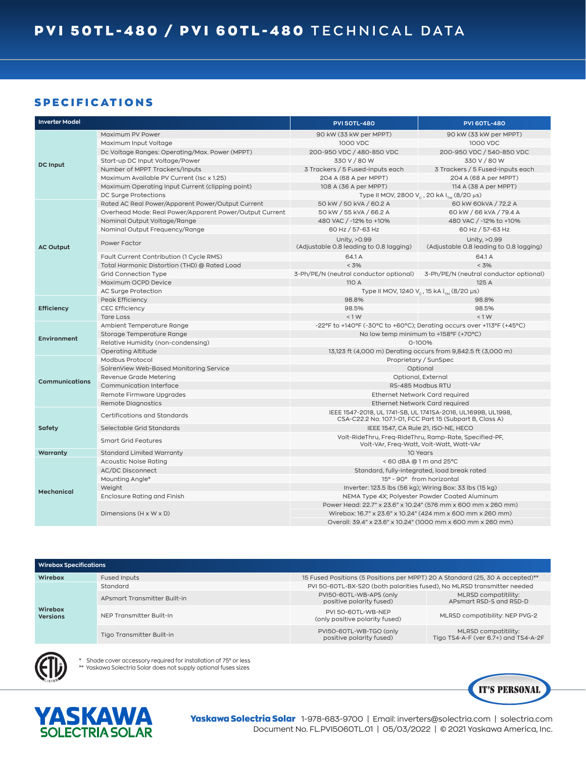# PVI 50TL-480 / PVI 60TL-480 TECHNICAL DATA

## SPECIFICATIONS

| Inverter Model | | PVI 50TL-480 | PVI 60TL-480 |
|---|---|---|---|
| DC Input | Maximum PV Power | 90 kW (33 kW per MPPT) | 90 kW (33 kW per MPPT) |
| | Maximum Input Voltage | 1000 VDC | 1000 VDC |
| | Dc Voltage Ranges: Operating/Max. Power (MPPT) | 200-950 VDC / 480-850 VDC | 200-950 VDC / 540-850 VDC |
| | Start-up DC Input Voltage/Power | 330 V / 80 W | 330 V / 80 W |
| | Number of MPPT Trackers/Inputs | 3 Trackers / 5 Fused-inputs each | 3 Trackers / 5 Fused-inputs each |
| | Maximum Available PV Current (Isc x 1.25) | 204 A (68 A per MPPT) | 204 A (68 A per MPPT) |
| | Maximum Operating Input Current (clipping point) | 108 A (36 A per MPPT) | 114 A (38 A per MPPT) |
| | DC Surge Protections | Type II MOV, 2800 $V_C$, 20 kA $I_{TM}$ (8/20 μs) | |
| AC Output | Rated AC Real Power/Apparent Power/Output Current | 50 kW / 50 kVA / 60.2 A | 60 kW 60kVA / 72.2 A |
| | Overhead Mode: Real Power/Apparent Power/Output Current | 50 kW / 55 kVA / 66.2 A | 60 kW / 66 kVA / 79.4 A |
| | Nominal Output Voltage/Range | 480 VAC / -12% to +10% | 480 VAC / -12% to +10% |
| | Nominal Output Frequency/Range | 60 Hz / 57-63 Hz | 60 Hz / 57-63 Hz |
| | Power Factor | Unity, >0.99 (Adjustable 0.8 leading to 0.8 lagging) | Unity, >0.99 (Adjustable 0.8 leading to 0.8 lagging) |
| | Fault Current Contribution (1 Cycle RMS) | 64.1 A | 64.1 A |
| | Total Harmonic Distortion (THD) @ Rated Load | < 3% | < 3% |
| | Grid Connection Type | 3-Ph/PE/N (neutral conductor optional) | 3-Ph/PE/N (neutral conductor optional) |
| | Maximum OCPD Device | 110 A | 125 A |
| | AC Surge Protection | Type II MOV, 1240 $V_C$, 15 kA $I_{TM}$ (8/20 μs) | |
| Efficiency | Peak Efficiency | 98.8% | 98.8% |
| | CEC Efficiency | 98.5% | 98.5% |
| | Tare Loss | < 1 W | < 1 W |
| Environment | Ambient Temperature Range | -22°F to +140°F (-30°C to +60°C); Derating occurs over +113°F (+45°C) | |
| | Storage Temperature Range | No low temp minimum to +158°F (+70°C) | |
| | Relative Humidity (non-condensing) | 0-100% | |
| | Operating Altitude | 13,123 ft (4,000 m) Derating occurs from 9,842.5 ft (3,000 m) | |
| Communications | Modbus Protocol | Proprietary / SunSpec | |
| | SolrenView Web-Based Monitoring Service | Optional | |
| | Revenue Grade Metering | Optional, External | |
| | Communication Interface | RS-485 Modbus RTU | |
| | Remote Firmware Upgrades | Ethernet Network Card required | |
| | Remote Diagnostics | Ethernet Network Card required | |
| Safety | Certifications and Standards | IEEE 1547-2018, UL 1741-SB, UL 1741SA-2016, UL1699B, UL1998, CSA-C22.2 No. 107.1-01, FCC Part 15 (Subpart B, Class A) | |
| | Selectable Grid Standards | IEEE 1547, CA Rule 21, ISO-NE, HECO | |
| | Smart Grid Features | Volt-RideThru, Freq-RideThru, Ramp-Rate, Specified-PF, Volt-VAr, Freq-Watt, Volt-Watt, Watt-VAr | |
| Warranty | Standard Limited Warranty | 10 Years | |
| Mechanical | Acoustic Noise Rating | < 60 dBA @ 1 m and 25°C | |
| | AC/DC Disconnect | Standard, fully-integrated, load break rated | |
| | Mounting Angle* | 15° - 90° from horizontal | |
| | Weight | Inverter: 123.5 lbs (56 kg); Wiring Box: 33 lbs (15 kg) | |
| | Enclosure Rating and Finish | NEMA Type 4X; Polyester Powder Coated Aluminum | |
| | Dimensions (H x W x D) | Power Head: 22.7" x 23.6" x 10.24" (576 mm x 600 mm x 260 mm) Wirebox: 16.7" x 23.6" x 10.24" (424 mm x 600 mm x 260 mm) Overall: 39.4" x 23.6" x 10.24" (1000 mm x 600 mm x 260 mm) | |

| Wirebox Specifications | | | |
|---|---|---|---|
| Wirebox | Fused Inputs | 15 Fused Positions (5 Positions per MPPT) 20 A Standard (25, 30 A accepted)** | |
| Wirebox Versions | Standard | PVI 50-60TL-BX-S20 (both polarities fused), No MLRSD transmitter needed | |
| | APsmart Transmitter Built-in | PVI50-60TL-WB-APS (only positive polarity fused) | MLRSD compatitility: APsmart RSD-S and RSD-D |
| | NEP Transmitter Built-In | PVI 50-60TL-WB-NEP (only positive polarity fused) | MLRSD compatibility: NEP PVG-2 |
| | Tigo Transmitter Built-in | PVI50-60TL-WB-TGO (only positive polarity fused) | MLRSD compatitility: Tigo TS4-A-F (ver 6.7+) and TS4-A-2F |

\* Shade cover accessory required for installation of 75° or less
\*\* Yaskawa Solectria Solar does not supply optional fuses sizes

IT'S PERSONAL

YASKAWA SOLECTRIA SOLAR

**Yaskawa Solectria Solar** 1-978-683-9700 | Email: inverters@solectria.com | solectria.com
Document No. FL.PVI5060TL.01 | 05/03/2022 | © 2021 Yaskawa America, Inc.